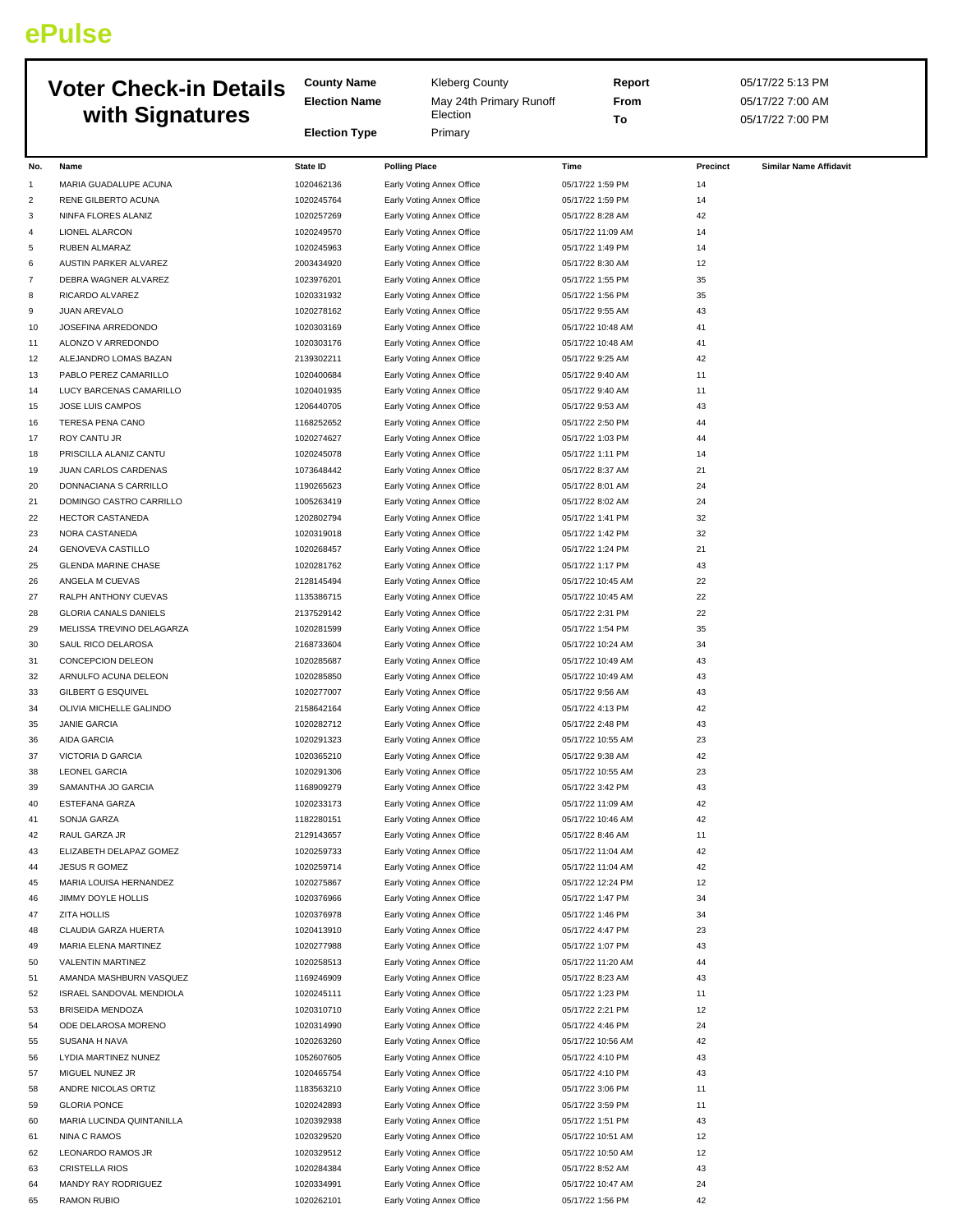ePulse

# Voter Check-in Details with Signatures

**County Name** Kleberg County
**Election Name** May 24th Primary Runoff Election
**Election Type** Primary

**Report** 05/17/22 5:13 PM
**From** 05/17/22 7:00 AM
**To** 05/17/22 7:00 PM

| No. | Name | State ID | Polling Place | Time | Precinct | Similar Name Affidavit |
|---|---|---|---|---|---|---|
| 1 | MARIA GUADALUPE ACUNA | 1020462136 | Early Voting Annex Office | 05/17/22 1:59 PM | 14 | |
| 2 | RENE GILBERTO ACUNA | 1020245764 | Early Voting Annex Office | 05/17/22 1:59 PM | 14 | |
| 3 | NINFA FLORES ALANIZ | 1020257269 | Early Voting Annex Office | 05/17/22 8:28 AM | 42 | |
| 4 | LIONEL ALARCON | 1020249570 | Early Voting Annex Office | 05/17/22 11:09 AM | 14 | |
| 5 | RUBEN ALMARAZ | 1020245963 | Early Voting Annex Office | 05/17/22 1:49 PM | 14 | |
| 6 | AUSTIN PARKER ALVAREZ | 2003434920 | Early Voting Annex Office | 05/17/22 8:30 AM | 12 | |
| 7 | DEBRA WAGNER ALVAREZ | 1023976201 | Early Voting Annex Office | 05/17/22 1:55 PM | 35 | |
| 8 | RICARDO ALVAREZ | 1020331932 | Early Voting Annex Office | 05/17/22 1:56 PM | 35 | |
| 9 | JUAN AREVALO | 1020278162 | Early Voting Annex Office | 05/17/22 9:55 AM | 43 | |
| 10 | JOSEFINA ARREDONDO | 1020303169 | Early Voting Annex Office | 05/17/22 10:48 AM | 41 | |
| 11 | ALONZO V ARREDONDO | 1020303176 | Early Voting Annex Office | 05/17/22 10:48 AM | 41 | |
| 12 | ALEJANDRO LOMAS BAZAN | 2139302211 | Early Voting Annex Office | 05/17/22 9:25 AM | 42 | |
| 13 | PABLO PEREZ CAMARILLO | 1020400684 | Early Voting Annex Office | 05/17/22 9:40 AM | 11 | |
| 14 | LUCY BARCENAS CAMARILLO | 1020401935 | Early Voting Annex Office | 05/17/22 9:40 AM | 11 | |
| 15 | JOSE LUIS CAMPOS | 1206440705 | Early Voting Annex Office | 05/17/22 9:53 AM | 43 | |
| 16 | TERESA PENA CANO | 1168252652 | Early Voting Annex Office | 05/17/22 2:50 PM | 44 | |
| 17 | ROY CANTU JR | 1020274627 | Early Voting Annex Office | 05/17/22 1:03 PM | 44 | |
| 18 | PRISCILLA ALANIZ CANTU | 1020245078 | Early Voting Annex Office | 05/17/22 1:11 PM | 14 | |
| 19 | JUAN CARLOS CARDENAS | 1073648442 | Early Voting Annex Office | 05/17/22 8:37 AM | 21 | |
| 20 | DONNACIANA S CARRILLO | 1190265623 | Early Voting Annex Office | 05/17/22 8:01 AM | 24 | |
| 21 | DOMINGO CASTRO CARRILLO | 1005263419 | Early Voting Annex Office | 05/17/22 8:02 AM | 24 | |
| 22 | HECTOR CASTANEDA | 1202802794 | Early Voting Annex Office | 05/17/22 1:41 PM | 32 | |
| 23 | NORA CASTANEDA | 1020319018 | Early Voting Annex Office | 05/17/22 1:42 PM | 32 | |
| 24 | GENOVEVA CASTILLO | 1020268457 | Early Voting Annex Office | 05/17/22 1:24 PM | 21 | |
| 25 | GLENDA MARINE CHASE | 1020281762 | Early Voting Annex Office | 05/17/22 1:17 PM | 43 | |
| 26 | ANGELA M CUEVAS | 2128145494 | Early Voting Annex Office | 05/17/22 10:45 AM | 22 | |
| 27 | RALPH ANTHONY CUEVAS | 1135386715 | Early Voting Annex Office | 05/17/22 10:45 AM | 22 | |
| 28 | GLORIA CANALS DANIELS | 2137529142 | Early Voting Annex Office | 05/17/22 2:31 PM | 22 | |
| 29 | MELISSA TREVINO DELAGARZA | 1020281599 | Early Voting Annex Office | 05/17/22 1:54 PM | 35 | |
| 30 | SAUL RICO DELAROSA | 2168733604 | Early Voting Annex Office | 05/17/22 10:24 AM | 34 | |
| 31 | CONCEPCION DELEON | 1020285687 | Early Voting Annex Office | 05/17/22 10:49 AM | 43 | |
| 32 | ARNULFO ACUNA DELEON | 1020285850 | Early Voting Annex Office | 05/17/22 10:49 AM | 43 | |
| 33 | GILBERT G ESQUIVEL | 1020277007 | Early Voting Annex Office | 05/17/22 9:56 AM | 43 | |
| 34 | OLIVIA MICHELLE GALINDO | 2158642164 | Early Voting Annex Office | 05/17/22 4:13 PM | 42 | |
| 35 | JANIE GARCIA | 1020282712 | Early Voting Annex Office | 05/17/22 2:48 PM | 43 | |
| 36 | AIDA GARCIA | 1020291323 | Early Voting Annex Office | 05/17/22 10:55 AM | 23 | |
| 37 | VICTORIA D GARCIA | 1020365210 | Early Voting Annex Office | 05/17/22 9:38 AM | 42 | |
| 38 | LEONEL GARCIA | 1020291306 | Early Voting Annex Office | 05/17/22 10:55 AM | 23 | |
| 39 | SAMANTHA JO GARCIA | 1168909279 | Early Voting Annex Office | 05/17/22 3:42 PM | 43 | |
| 40 | ESTEFANA GARZA | 1020233173 | Early Voting Annex Office | 05/17/22 11:09 AM | 42 | |
| 41 | SONJA GARZA | 1182280151 | Early Voting Annex Office | 05/17/22 10:46 AM | 42 | |
| 42 | RAUL GARZA JR | 2129143657 | Early Voting Annex Office | 05/17/22 8:46 AM | 11 | |
| 43 | ELIZABETH DELAPAZ GOMEZ | 1020259733 | Early Voting Annex Office | 05/17/22 11:04 AM | 42 | |
| 44 | JESUS R GOMEZ | 1020259714 | Early Voting Annex Office | 05/17/22 11:04 AM | 42 | |
| 45 | MARIA LOUISA HERNANDEZ | 1020275867 | Early Voting Annex Office | 05/17/22 12:24 PM | 12 | |
| 46 | JIMMY DOYLE HOLLIS | 1020376966 | Early Voting Annex Office | 05/17/22 1:47 PM | 34 | |
| 47 | ZITA HOLLIS | 1020376978 | Early Voting Annex Office | 05/17/22 1:46 PM | 34 | |
| 48 | CLAUDIA GARZA HUERTA | 1020413910 | Early Voting Annex Office | 05/17/22 4:47 PM | 23 | |
| 49 | MARIA ELENA MARTINEZ | 1020277988 | Early Voting Annex Office | 05/17/22 1:07 PM | 43 | |
| 50 | VALENTIN MARTINEZ | 1020258513 | Early Voting Annex Office | 05/17/22 11:20 AM | 44 | |
| 51 | AMANDA MASHBURN VASQUEZ | 1169246909 | Early Voting Annex Office | 05/17/22 8:23 AM | 43 | |
| 52 | ISRAEL SANDOVAL MENDIOLA | 1020245111 | Early Voting Annex Office | 05/17/22 1:23 PM | 11 | |
| 53 | BRISEIDA MENDOZA | 1020310710 | Early Voting Annex Office | 05/17/22 2:21 PM | 12 | |
| 54 | ODE DELAROSA MORENO | 1020314990 | Early Voting Annex Office | 05/17/22 4:46 PM | 24 | |
| 55 | SUSANA H NAVA | 1020263260 | Early Voting Annex Office | 05/17/22 10:56 AM | 42 | |
| 56 | LYDIA MARTINEZ NUNEZ | 1052607605 | Early Voting Annex Office | 05/17/22 4:10 PM | 43 | |
| 57 | MIGUEL NUNEZ JR | 1020465754 | Early Voting Annex Office | 05/17/22 4:10 PM | 43 | |
| 58 | ANDRE NICOLAS ORTIZ | 1183563210 | Early Voting Annex Office | 05/17/22 3:06 PM | 11 | |
| 59 | GLORIA PONCE | 1020242893 | Early Voting Annex Office | 05/17/22 3:59 PM | 11 | |
| 60 | MARIA LUCINDA QUINTANILLA | 1020392938 | Early Voting Annex Office | 05/17/22 1:51 PM | 43 | |
| 61 | NINA C RAMOS | 1020329520 | Early Voting Annex Office | 05/17/22 10:51 AM | 12 | |
| 62 | LEONARDO RAMOS JR | 1020329512 | Early Voting Annex Office | 05/17/22 10:50 AM | 12 | |
| 63 | CRISTELLA RIOS | 1020284384 | Early Voting Annex Office | 05/17/22 8:52 AM | 43 | |
| 64 | MANDY RAY RODRIGUEZ | 1020334991 | Early Voting Annex Office | 05/17/22 10:47 AM | 24 | |
| 65 | RAMON RUBIO | 1020262101 | Early Voting Annex Office | 05/17/22 1:56 PM | 42 | |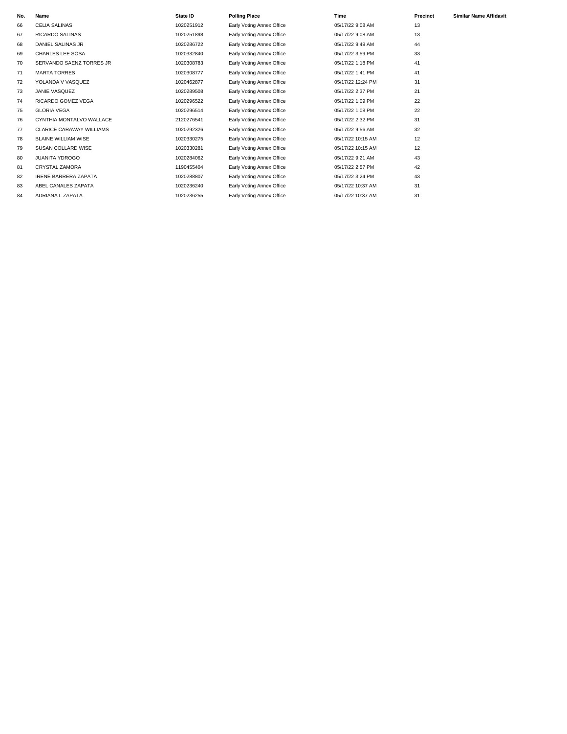| No. | Name | State ID | Polling Place | Time | Precinct | Similar Name Affidavit |
|---|---|---|---|---|---|---|
| 66 | CELIA SALINAS | 1020251912 | Early Voting Annex Office | 05/17/22 9:08 AM | 13 | |
| 67 | RICARDO SALINAS | 1020251898 | Early Voting Annex Office | 05/17/22 9:08 AM | 13 | |
| 68 | DANIEL SALINAS JR | 1020286722 | Early Voting Annex Office | 05/17/22 9:49 AM | 44 | |
| 69 | CHARLES LEE SOSA | 1020332840 | Early Voting Annex Office | 05/17/22 3:59 PM | 33 | |
| 70 | SERVANDO SAENZ TORRES JR | 1020308783 | Early Voting Annex Office | 05/17/22 1:18 PM | 41 | |
| 71 | MARTA TORRES | 1020308777 | Early Voting Annex Office | 05/17/22 1:41 PM | 41 | |
| 72 | YOLANDA V VASQUEZ | 1020462877 | Early Voting Annex Office | 05/17/22 12:24 PM | 31 | |
| 73 | JANIE VASQUEZ | 1020289508 | Early Voting Annex Office | 05/17/22 2:37 PM | 21 | |
| 74 | RICARDO GOMEZ VEGA | 1020296522 | Early Voting Annex Office | 05/17/22 1:09 PM | 22 | |
| 75 | GLORIA VEGA | 1020296514 | Early Voting Annex Office | 05/17/22 1:08 PM | 22 | |
| 76 | CYNTHIA MONTALVO WALLACE | 2120276541 | Early Voting Annex Office | 05/17/22 2:32 PM | 31 | |
| 77 | CLARICE CARAWAY WILLIAMS | 1020292326 | Early Voting Annex Office | 05/17/22 9:56 AM | 32 | |
| 78 | BLAINE WILLIAM WISE | 1020330275 | Early Voting Annex Office | 05/17/22 10:15 AM | 12 | |
| 79 | SUSAN COLLARD WISE | 1020330281 | Early Voting Annex Office | 05/17/22 10:15 AM | 12 | |
| 80 | JUANITA YDROGO | 1020284062 | Early Voting Annex Office | 05/17/22 9:21 AM | 43 | |
| 81 | CRYSTAL ZAMORA | 1190455404 | Early Voting Annex Office | 05/17/22 2:57 PM | 42 | |
| 82 | IRENE BARRERA ZAPATA | 1020288807 | Early Voting Annex Office | 05/17/22 3:24 PM | 43 | |
| 83 | ABEL CANALES ZAPATA | 1020236240 | Early Voting Annex Office | 05/17/22 10:37 AM | 31 | |
| 84 | ADRIANA L ZAPATA | 1020236255 | Early Voting Annex Office | 05/17/22 10:37 AM | 31 | |